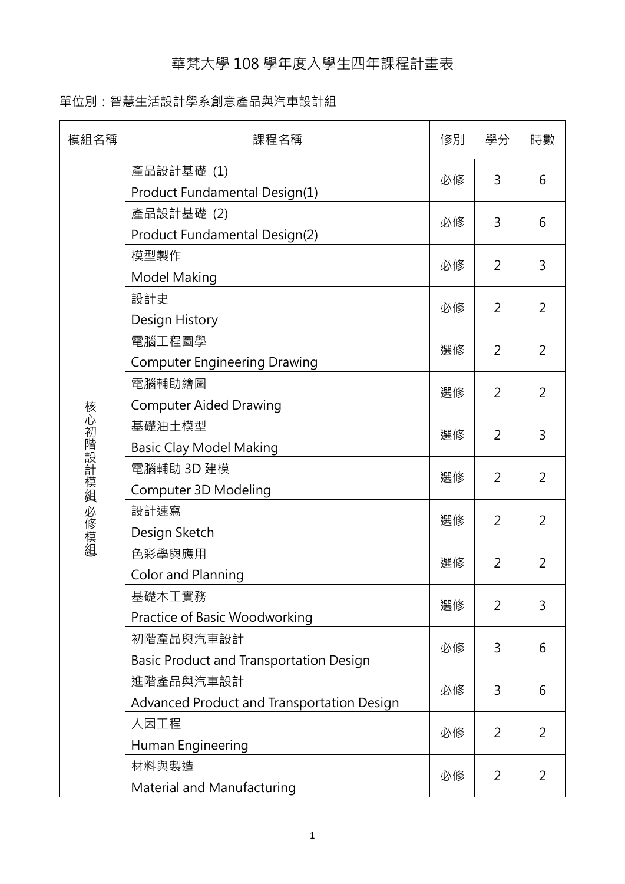# 華梵大學 108 學年度入學生四年課程計畫表

單位別：智慧生活設計學系創意產品與汽車設計組

| 模組名稱 | 課程名稱 | 修別 | 學分 | 時數 |
| --- | --- | --- | --- | --- |
| 核心初階設計模組(必修模組) | 產品設計基礎 (1)<br>Product Fundamental Design(1) | 必修 | 3 | 6 |
| | 產品設計基礎 (2)<br>Product Fundamental Design(2) | 必修 | 3 | 6 |
| | 模型製作<br>Model Making | 必修 | 2 | 3 |
| | 設計史<br>Design History | 必修 | 2 | 2 |
| | 電腦工程圖學<br>Computer Engineering Drawing | 選修 | 2 | 2 |
| | 電腦輔助繪圖<br>Computer Aided Drawing | 選修 | 2 | 2 |
| | 基礎油土模型<br>Basic Clay Model Making | 選修 | 2 | 3 |
| | 電腦輔助 3D 建模<br>Computer 3D Modeling | 選修 | 2 | 2 |
| | 設計速寫<br>Design Sketch | 選修 | 2 | 2 |
| | 色彩學與應用<br>Color and Planning | 選修 | 2 | 2 |
| | 基礎木工實務<br>Practice of Basic Woodworking | 選修 | 2 | 3 |
| | 初階產品與汽車設計<br>Basic Product and Transportation Design | 必修 | 3 | 6 |
| | 進階產品與汽車設計<br>Advanced Product and Transportation Design | 必修 | 3 | 6 |
| | 人因工程<br>Human Engineering | 必修 | 2 | 2 |
| | 材料與製造<br>Material and Manufacturing | 必修 | 2 | 2 |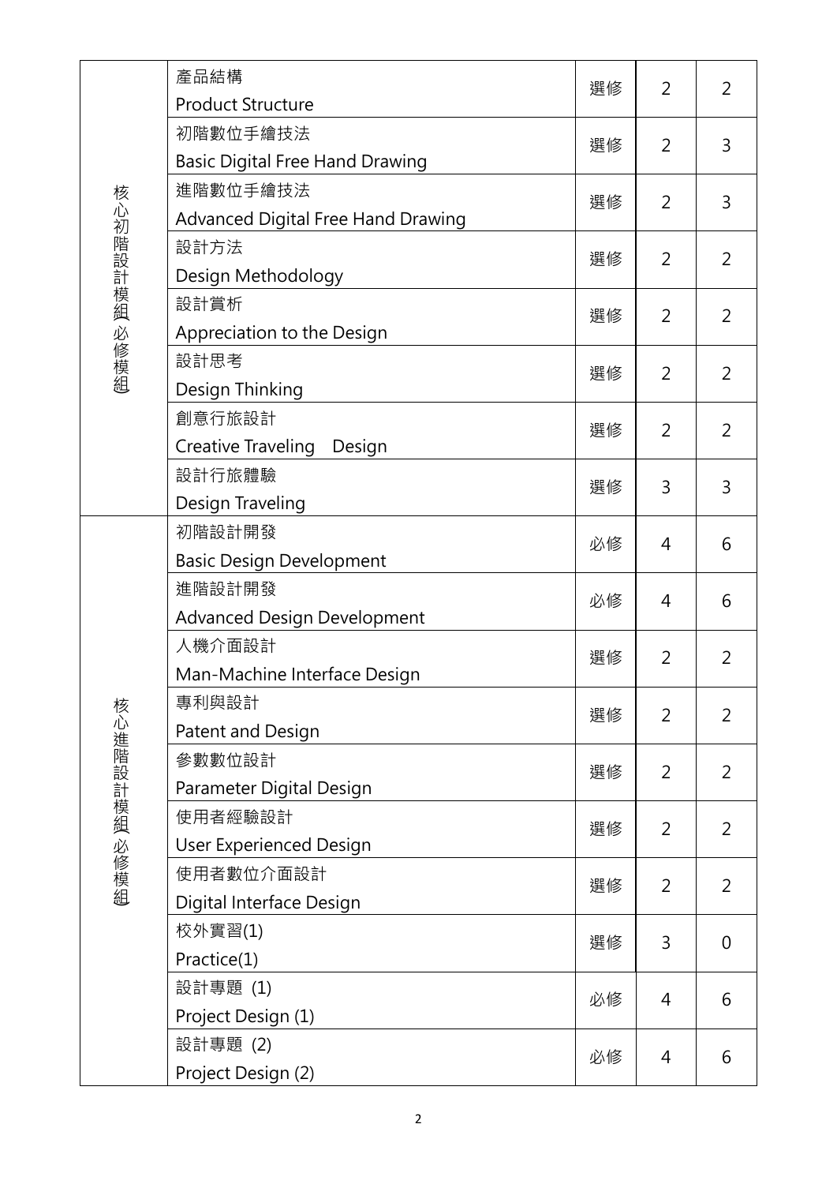| | | | | |
|---|---|---|---|---|
| 核心初階設計模組(必修模組) | 產品結構<br>Product Structure | 選修 | 2 | 2 |
| | 初階數位手繪技法<br>Basic Digital Free Hand Drawing | 選修 | 2 | 3 |
| | 進階數位手繪技法<br>Advanced Digital Free Hand Drawing | 選修 | 2 | 3 |
| | 設計方法<br>Design Methodology | 選修 | 2 | 2 |
| | 設計賞析<br>Appreciation to the Design | 選修 | 2 | 2 |
| | 設計思考<br>Design Thinking | 選修 | 2 | 2 |
| | 創意行旅設計<br>Creative Traveling Design | 選修 | 2 | 2 |
| | 設計行旅體驗<br>Design Traveling | 選修 | 3 | 3 |
| 核心進階設計模組(必修模組) | 初階設計開發<br>Basic Design Development | 必修 | 4 | 6 |
| | 進階設計開發<br>Advanced Design Development | 必修 | 4 | 6 |
| | 人機介面設計<br>Man-Machine Interface Design | 選修 | 2 | 2 |
| | 專利與設計<br>Patent and Design | 選修 | 2 | 2 |
| | 參數數位設計<br>Parameter Digital Design | 選修 | 2 | 2 |
| | 使用者經驗設計<br>User Experienced Design | 選修 | 2 | 2 |
| | 使用者數位介面設計<br>Digital Interface Design | 選修 | 2 | 2 |
| | 校外實習(1)<br>Practice(1) | 選修 | 3 | 0 |
| | 設計專題 (1)<br>Project Design (1) | 必修 | 4 | 6 |
| | 設計專題 (2)<br>Project Design (2) | 必修 | 4 | 6 |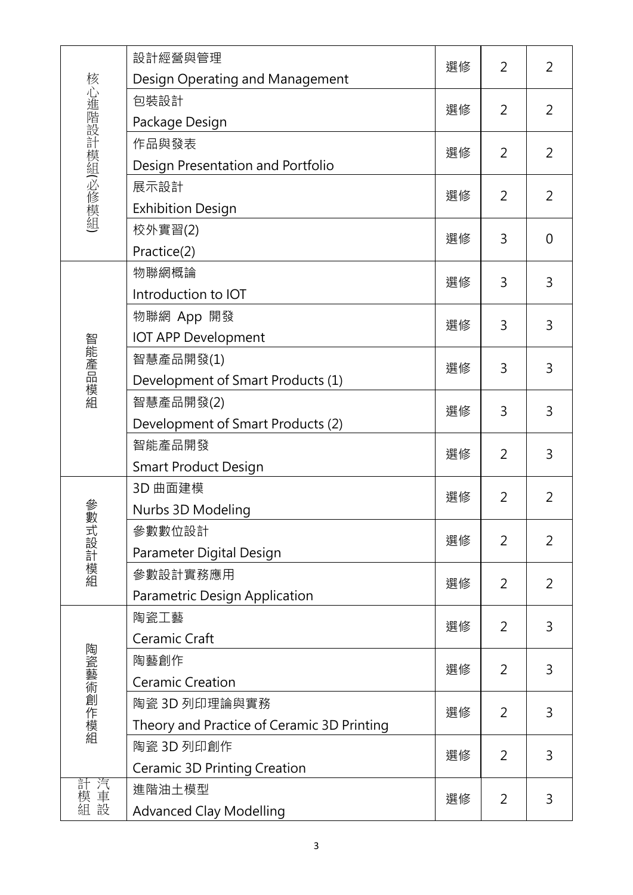| 核心進階設計模組(必修模組) | 設計經營與管理<br>Design Operating and Management | 選修 | 2 | 2 |
|---|---|---|---|---|
| | 包裝設計<br>Package Design | 選修 | 2 | 2 |
| | 作品與發表<br>Design Presentation and Portfolio | 選修 | 2 | 2 |
| | 展示設計<br>Exhibition Design | 選修 | 2 | 2 |
| | 校外實習(2)<br>Practice(2) | 選修 | 3 | 0 |
| 智能產品模組 | 物聯網概論<br>Introduction to IOT | 選修 | 3 | 3 |
| | 物聯網 App 開發<br>IOT APP Development | 選修 | 3 | 3 |
| | 智慧產品開發(1)<br>Development of Smart Products (1) | 選修 | 3 | 3 |
| | 智慧產品開發(2)<br>Development of Smart Products (2) | 選修 | 3 | 3 |
| | 智能產品開發<br>Smart Product Design | 選修 | 2 | 3 |
| 參數式設計模組 | 3D 曲面建模<br>Nurbs 3D Modeling | 選修 | 2 | 2 |
| | 參數數位設計<br>Parameter Digital Design | 選修 | 2 | 2 |
| | 參數設計實務應用<br>Parametric Design Application | 選修 | 2 | 2 |
| 陶瓷藝術創作模組 | 陶瓷工藝<br>Ceramic Craft | 選修 | 2 | 3 |
| | 陶藝創作<br>Ceramic Creation | 選修 | 2 | 3 |
| | 陶瓷 3D 列印理論與實務<br>Theory and Practice of Ceramic 3D Printing | 選修 | 2 | 3 |
| | 陶瓷 3D 列印創作<br>Ceramic 3D Printing Creation | 選修 | 2 | 3 |
| 汽車設計模組 | 進階油土模型<br>Advanced Clay Modelling | 選修 | 2 | 3 |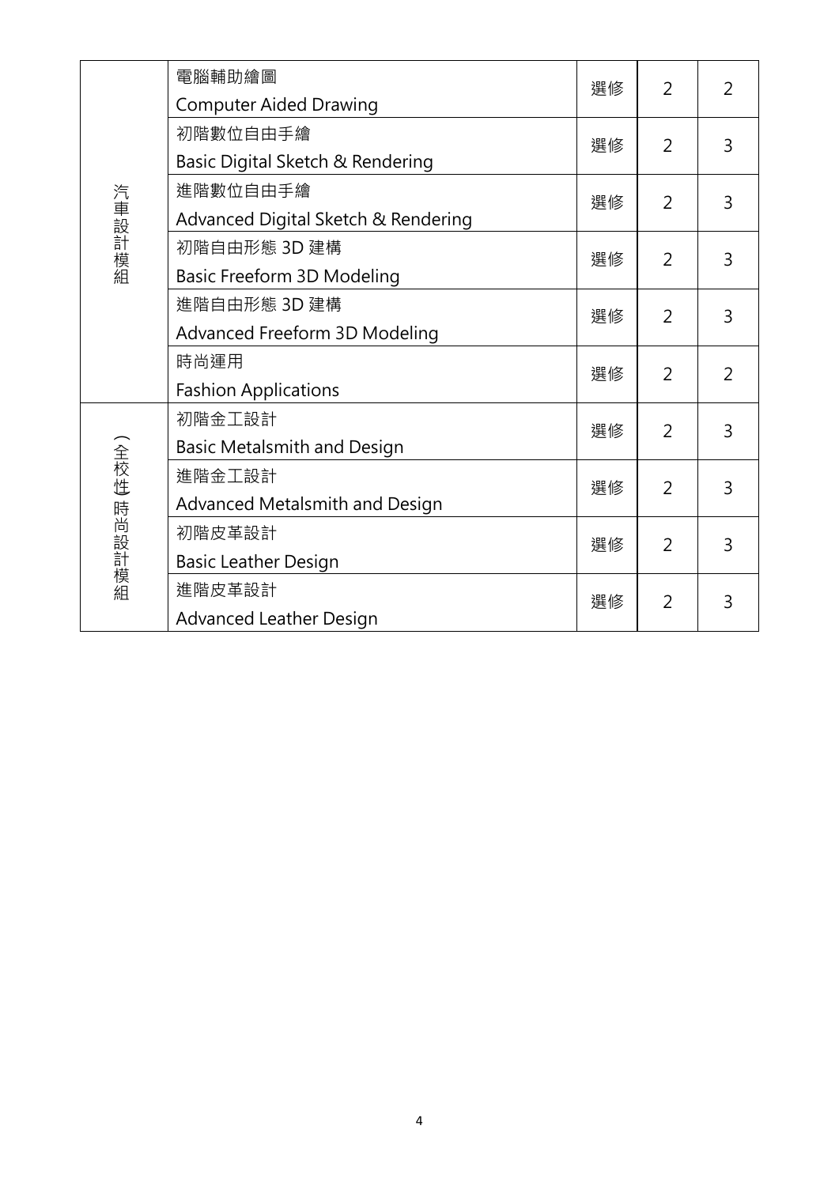| | | | | |
|---|---|---|---|---|
| 汽車設計模組 | 電腦輔助繪圖<br>Computer Aided Drawing | 選修 | 2 | 2 |
| | 初階數位自由手繪<br>Basic Digital Sketch & Rendering | 選修 | 2 | 3 |
| | 進階數位自由手繪<br>Advanced Digital Sketch & Rendering | 選修 | 2 | 3 |
| | 初階自由形態 3D 建構<br>Basic Freeform 3D Modeling | 選修 | 2 | 3 |
| | 進階自由形態 3D 建構<br>Advanced Freeform 3D Modeling | 選修 | 2 | 3 |
| | 時尚運用<br>Fashion Applications | 選修 | 2 | 2 |
| (全校性)時尚設計模組 | 初階金工設計<br>Basic Metalsmith and Design | 選修 | 2 | 3 |
| | 進階金工設計<br>Advanced Metalsmith and Design | 選修 | 2 | 3 |
| | 初階皮革設計<br>Basic Leather Design | 選修 | 2 | 3 |
| | 進階皮革設計<br>Advanced Leather Design | 選修 | 2 | 3 |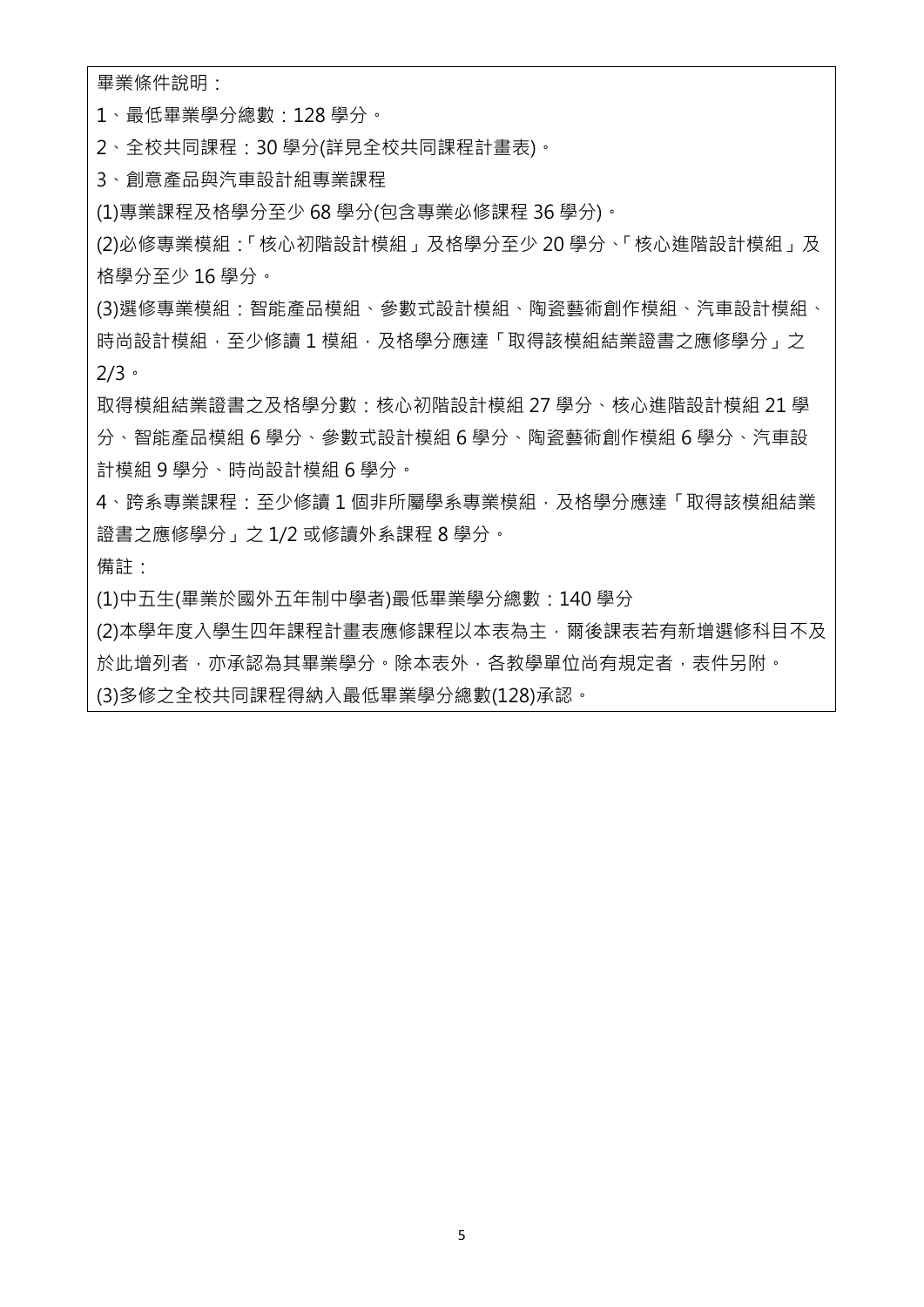畢業條件說明：

1、最低畢業學分總數：128 學分。

2、全校共同課程：30 學分(詳見全校共同課程計畫表)。

3、創意產品與汽車設計組專業課程

(1)專業課程及格學分至少 68 學分(包含專業必修課程 36 學分)。

(2)必修專業模組：「核心初階設計模組」及格學分至少 20 學分、「核心進階設計模組」及格學分至少 16 學分。

(3)選修專業模組：智能產品模組、參數式設計模組、陶瓷藝術創作模組、汽車設計模組、時尚設計模組，至少修讀 1 模組，及格學分應達「取得該模組結業證書之應修學分」之 2/3。

取得模組結業證書之及格學分數：核心初階設計模組 27 學分、核心進階設計模組 21 學分、智能產品模組 6 學分、參數式設計模組 6 學分、陶瓷藝術創作模組 6 學分、汽車設計模組 9 學分、時尚設計模組 6 學分。

4、跨系專業課程：至少修讀 1 個非所屬學系專業模組，及格學分應達「取得該模組結業證書之應修學分」之 1/2 或修讀外系課程 8 學分。

備註：

(1)中五生(畢業於國外五年制中學者)最低畢業學分總數：140 學分

(2)本學年度入學生四年課程計畫表應修課程以本表為主，爾後課表若有新增選修科目不及於此增列者，亦承認為其畢業學分。除本表外，各教學單位尚有規定者，表件另附。

(3)多修之全校共同課程得納入最低畢業學分總數(128)承認。